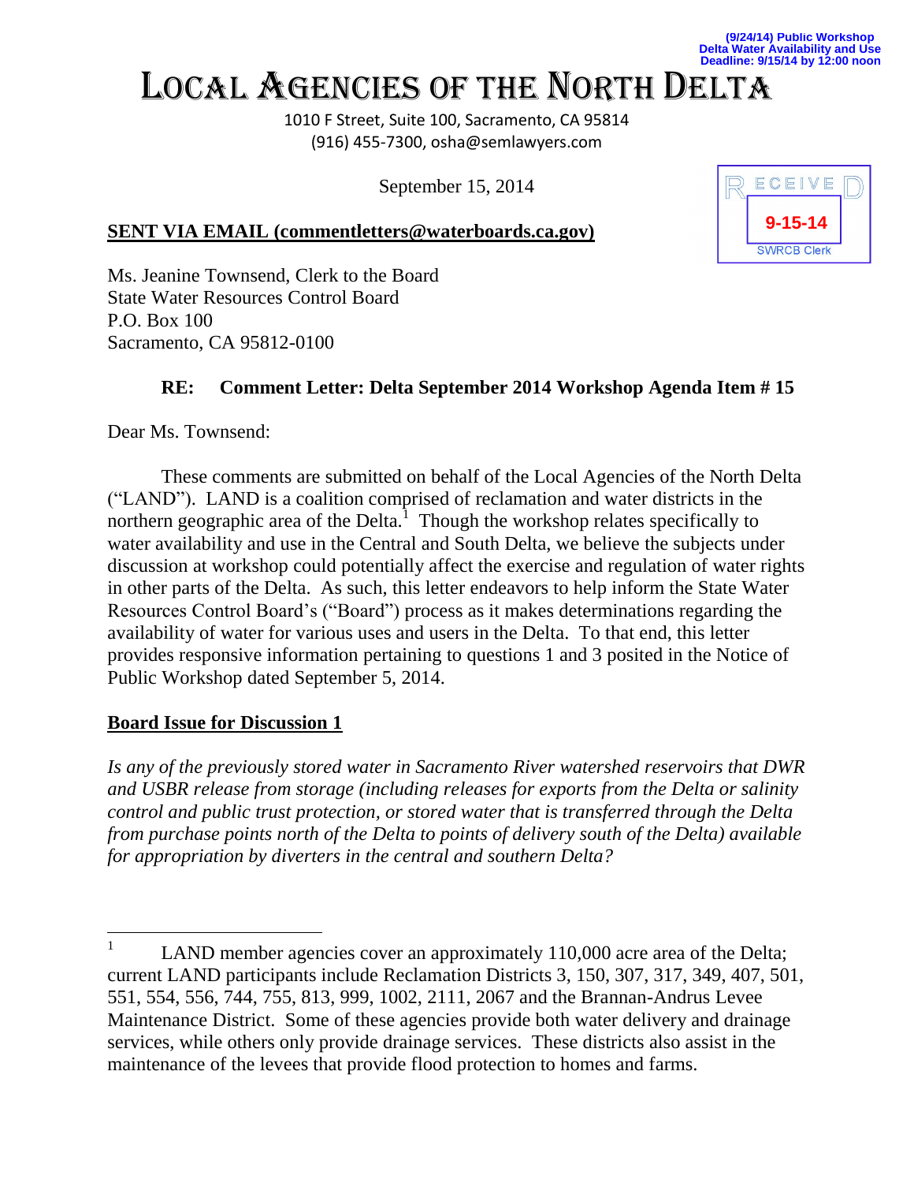(9/24/14) Public Workshop
Delta Water Availability and Use
Deadline: 9/15/14 by 12:00 noon

# LOCAL AGENCIES OF THE NORTH DELTA

1010 F Street, Suite 100, Sacramento, CA 95814
(916) 455-7300, osha@semlawyers.com

September 15, 2014

RECEIVED
9-15-14
SWRCB Clerk

**SENT VIA EMAIL (commentletters@waterboards.ca.gov)**

Ms. Jeanine Townsend, Clerk to the Board
State Water Resources Control Board
P.O. Box 100
Sacramento, CA 95812-0100

**RE: Comment Letter: Delta September 2014 Workshop Agenda Item # 15**

Dear Ms. Townsend:

These comments are submitted on behalf of the Local Agencies of the North Delta ("LAND"). LAND is a coalition comprised of reclamation and water districts in the northern geographic area of the Delta.[1] Though the workshop relates specifically to water availability and use in the Central and South Delta, we believe the subjects under discussion at workshop could potentially affect the exercise and regulation of water rights in other parts of the Delta. As such, this letter endeavors to help inform the State Water Resources Control Board's ("Board") process as it makes determinations regarding the availability of water for various uses and users in the Delta. To that end, this letter provides responsive information pertaining to questions 1 and 3 posited in the Notice of Public Workshop dated September 5, 2014.

**Board Issue for Discussion 1**

*Is any of the previously stored water in Sacramento River watershed reservoirs that DWR and USBR release from storage (including releases for exports from the Delta or salinity control and public trust protection, or stored water that is transferred through the Delta from purchase points north of the Delta to points of delivery south of the Delta) available for appropriation by diverters in the central and southern Delta?*

---

[1] LAND member agencies cover an approximately 110,000 acre area of the Delta; current LAND participants include Reclamation Districts 3, 150, 307, 317, 349, 407, 501, 551, 554, 556, 744, 755, 813, 999, 1002, 2111, 2067 and the Brannan-Andrus Levee Maintenance District. Some of these agencies provide both water delivery and drainage services, while others only provide drainage services. These districts also assist in the maintenance of the levees that provide flood protection to homes and farms.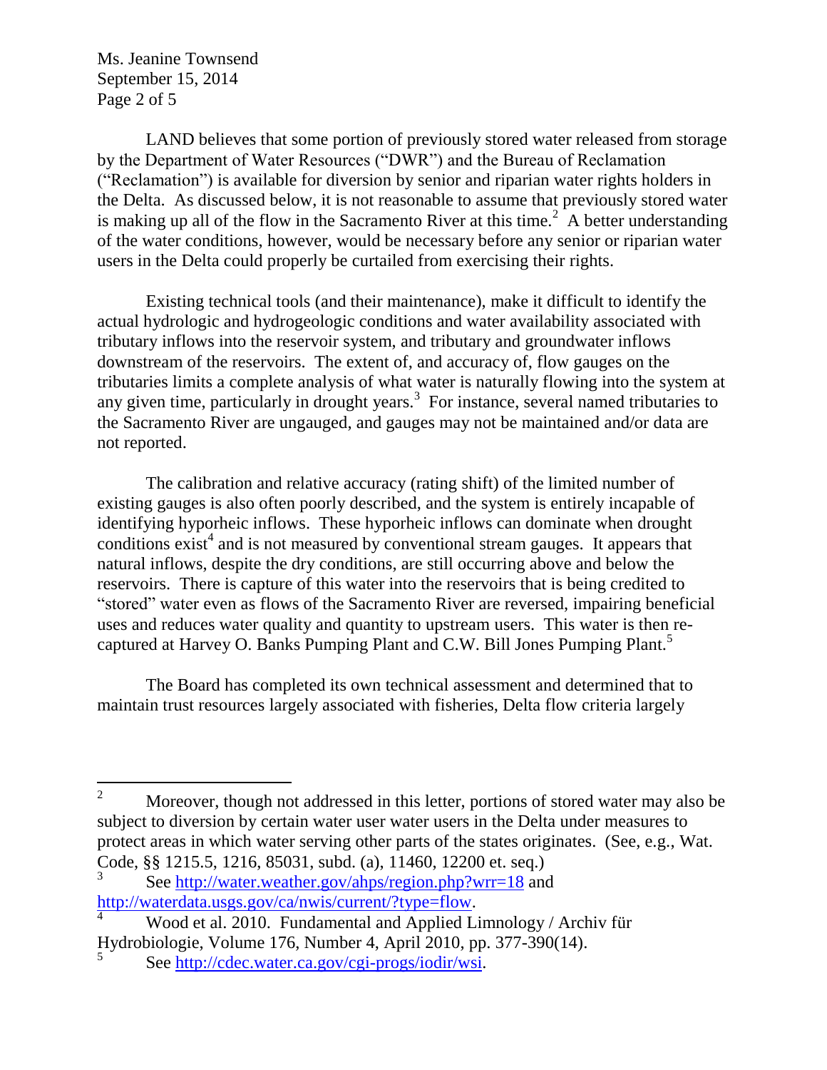LAND believes that some portion of previously stored water released from storage by the Department of Water Resources ("DWR") and the Bureau of Reclamation ("Reclamation") is available for diversion by senior and riparian water rights holders in the Delta. As discussed below, it is not reasonable to assume that previously stored water is making up all of the flow in the Sacramento River at this time.[2] A better understanding of the water conditions, however, would be necessary before any senior or riparian water users in the Delta could properly be curtailed from exercising their rights.

Existing technical tools (and their maintenance), make it difficult to identify the actual hydrologic and hydrogeologic conditions and water availability associated with tributary inflows into the reservoir system, and tributary and groundwater inflows downstream of the reservoirs. The extent of, and accuracy of, flow gauges on the tributaries limits a complete analysis of what water is naturally flowing into the system at any given time, particularly in drought years.[3] For instance, several named tributaries to the Sacramento River are ungauged, and gauges may not be maintained and/or data are not reported.

The calibration and relative accuracy (rating shift) of the limited number of existing gauges is also often poorly described, and the system is entirely incapable of identifying hyporheic inflows. These hyporheic inflows can dominate when drought conditions exist[4] and is not measured by conventional stream gauges. It appears that natural inflows, despite the dry conditions, are still occurring above and below the reservoirs. There is capture of this water into the reservoirs that is being credited to "stored" water even as flows of the Sacramento River are reversed, impairing beneficial uses and reduces water quality and quantity to upstream users. This water is then re-captured at Harvey O. Banks Pumping Plant and C.W. Bill Jones Pumping Plant.[5]

The Board has completed its own technical assessment and determined that to maintain trust resources largely associated with fisheries, Delta flow criteria largely

---

[2] Moreover, though not addressed in this letter, portions of stored water may also be subject to diversion by certain water user water users in the Delta under measures to protect areas in which water serving other parts of the states originates. (See, e.g., Wat. Code, §§ 1215.5, 1216, 85031, subd. (a), 11460, 12200 et. seq.)

[3] See http://water.weather.gov/ahps/region.php?wrr=18 and http://waterdata.usgs.gov/ca/nwis/current/?type=flow.

[4] Wood et al. 2010. Fundamental and Applied Limnology / Archiv für Hydrobiologie, Volume 176, Number 4, April 2010, pp. 377-390(14).

[5] See http://cdec.water.ca.gov/cgi-progs/iodir/wsi.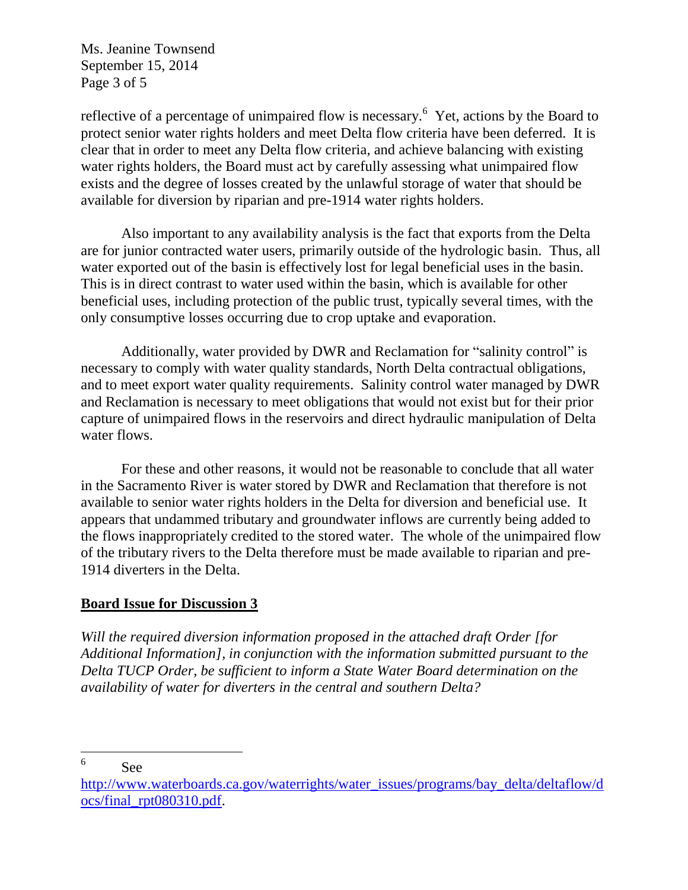reflective of a percentage of unimpaired flow is necessary.[6] Yet, actions by the Board to protect senior water rights holders and meet Delta flow criteria have been deferred. It is clear that in order to meet any Delta flow criteria, and achieve balancing with existing water rights holders, the Board must act by carefully assessing what unimpaired flow exists and the degree of losses created by the unlawful storage of water that should be available for diversion by riparian and pre-1914 water rights holders.

Also important to any availability analysis is the fact that exports from the Delta are for junior contracted water users, primarily outside of the hydrologic basin. Thus, all water exported out of the basin is effectively lost for legal beneficial uses in the basin. This is in direct contrast to water used within the basin, which is available for other beneficial uses, including protection of the public trust, typically several times, with the only consumptive losses occurring due to crop uptake and evaporation.

Additionally, water provided by DWR and Reclamation for "salinity control" is necessary to comply with water quality standards, North Delta contractual obligations, and to meet export water quality requirements. Salinity control water managed by DWR and Reclamation is necessary to meet obligations that would not exist but for their prior capture of unimpaired flows in the reservoirs and direct hydraulic manipulation of Delta water flows.

For these and other reasons, it would not be reasonable to conclude that all water in the Sacramento River is water stored by DWR and Reclamation that therefore is not available to senior water rights holders in the Delta for diversion and beneficial use. It appears that undammed tributary and groundwater inflows are currently being added to the flows inappropriately credited to the stored water. The whole of the unimpaired flow of the tributary rivers to the Delta therefore must be made available to riparian and pre-1914 diverters in the Delta.

**Board Issue for Discussion 3**

*Will the required diversion information proposed in the attached draft Order [for Additional Information], in conjunction with the information submitted pursuant to the Delta TUCP Order, be sufficient to inform a State Water Board determination on the availability of water for diverters in the central and southern Delta?*

---

[6] See http://www.waterboards.ca.gov/waterrights/water_issues/programs/bay_delta/deltaflow/docs/final_rpt080310.pdf.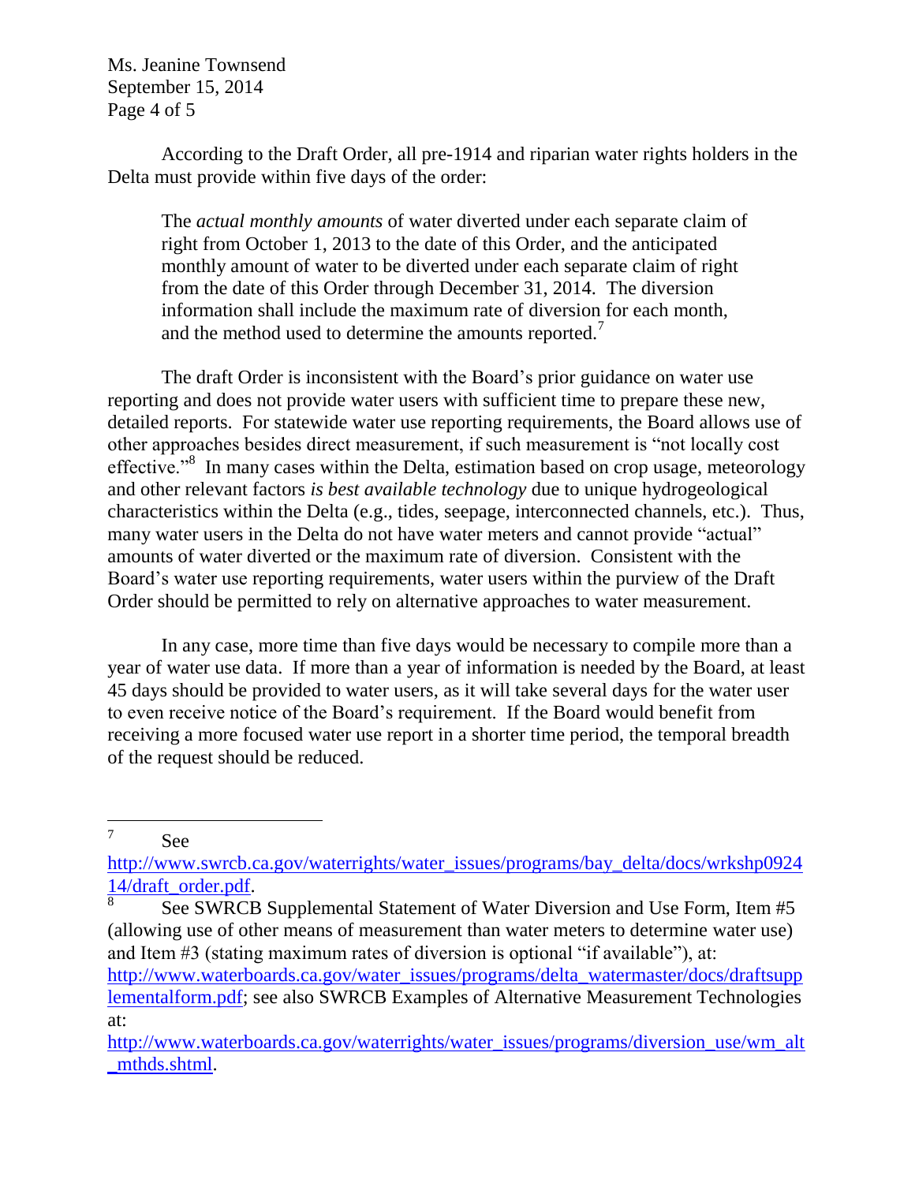According to the Draft Order, all pre-1914 and riparian water rights holders in the Delta must provide within five days of the order:

> The *actual monthly amounts* of water diverted under each separate claim of right from October 1, 2013 to the date of this Order, and the anticipated monthly amount of water to be diverted under each separate claim of right from the date of this Order through December 31, 2014. The diversion information shall include the maximum rate of diversion for each month, and the method used to determine the amounts reported.[7]

The draft Order is inconsistent with the Board's prior guidance on water use reporting and does not provide water users with sufficient time to prepare these new, detailed reports. For statewide water use reporting requirements, the Board allows use of other approaches besides direct measurement, if such measurement is "not locally cost effective."[8] In many cases within the Delta, estimation based on crop usage, meteorology and other relevant factors *is best available technology* due to unique hydrogeological characteristics within the Delta (e.g., tides, seepage, interconnected channels, etc.). Thus, many water users in the Delta do not have water meters and cannot provide "actual" amounts of water diverted or the maximum rate of diversion. Consistent with the Board's water use reporting requirements, water users within the purview of the Draft Order should be permitted to rely on alternative approaches to water measurement.

In any case, more time than five days would be necessary to compile more than a year of water use data. If more than a year of information is needed by the Board, at least 45 days should be provided to water users, as it will take several days for the water user to even receive notice of the Board's requirement. If the Board would benefit from receiving a more focused water use report in a shorter time period, the temporal breadth of the request should be reduced.

---

[7] See http://www.swrcb.ca.gov/waterrights/water_issues/programs/bay_delta/docs/wrkshp092414/draft_order.pdf.

[8] See SWRCB Supplemental Statement of Water Diversion and Use Form, Item #5 (allowing use of other means of measurement than water meters to determine water use) and Item #3 (stating maximum rates of diversion is optional "if available"), at: http://www.waterboards.ca.gov/water_issues/programs/delta_watermaster/docs/draftsupplementalform.pdf; see also SWRCB Examples of Alternative Measurement Technologies at: http://www.waterboards.ca.gov/waterrights/water_issues/programs/diversion_use/wm_alt_mthds.shtml.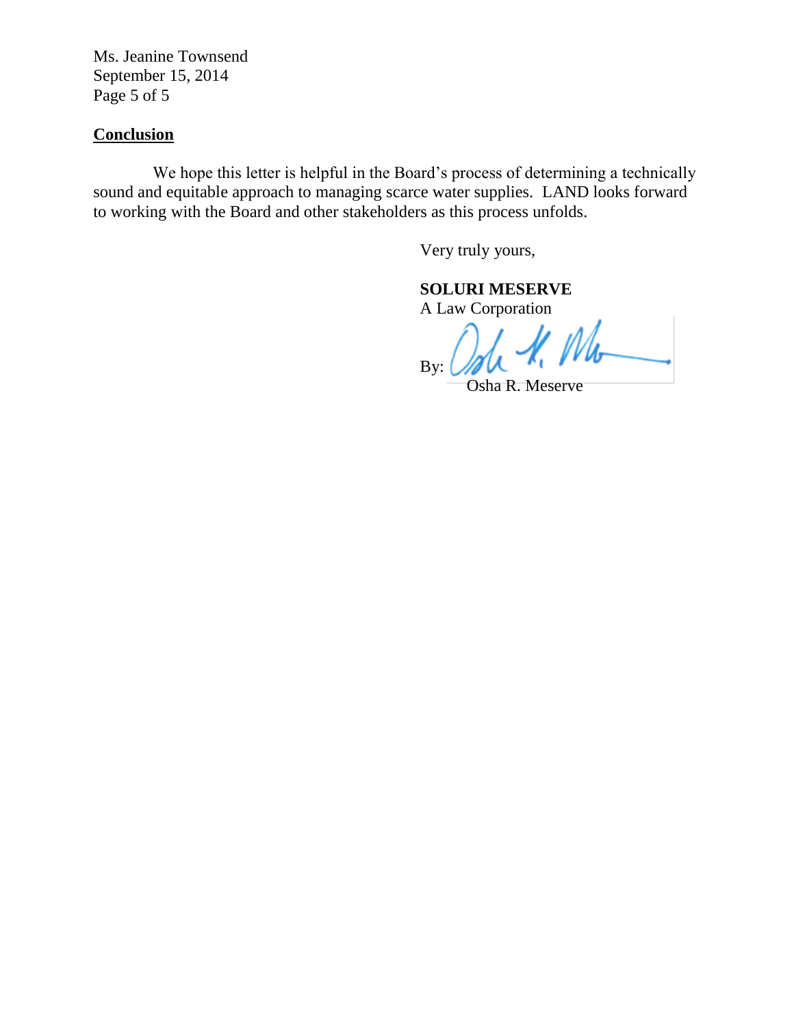## Conclusion

We hope this letter is helpful in the Board's process of determining a technically sound and equitable approach to managing scarce water supplies. LAND looks forward to working with the Board and other stakeholders as this process unfolds.

Very truly yours,

**SOLURI MESERVE**
A Law Corporation

By:
Osha R. Meserve